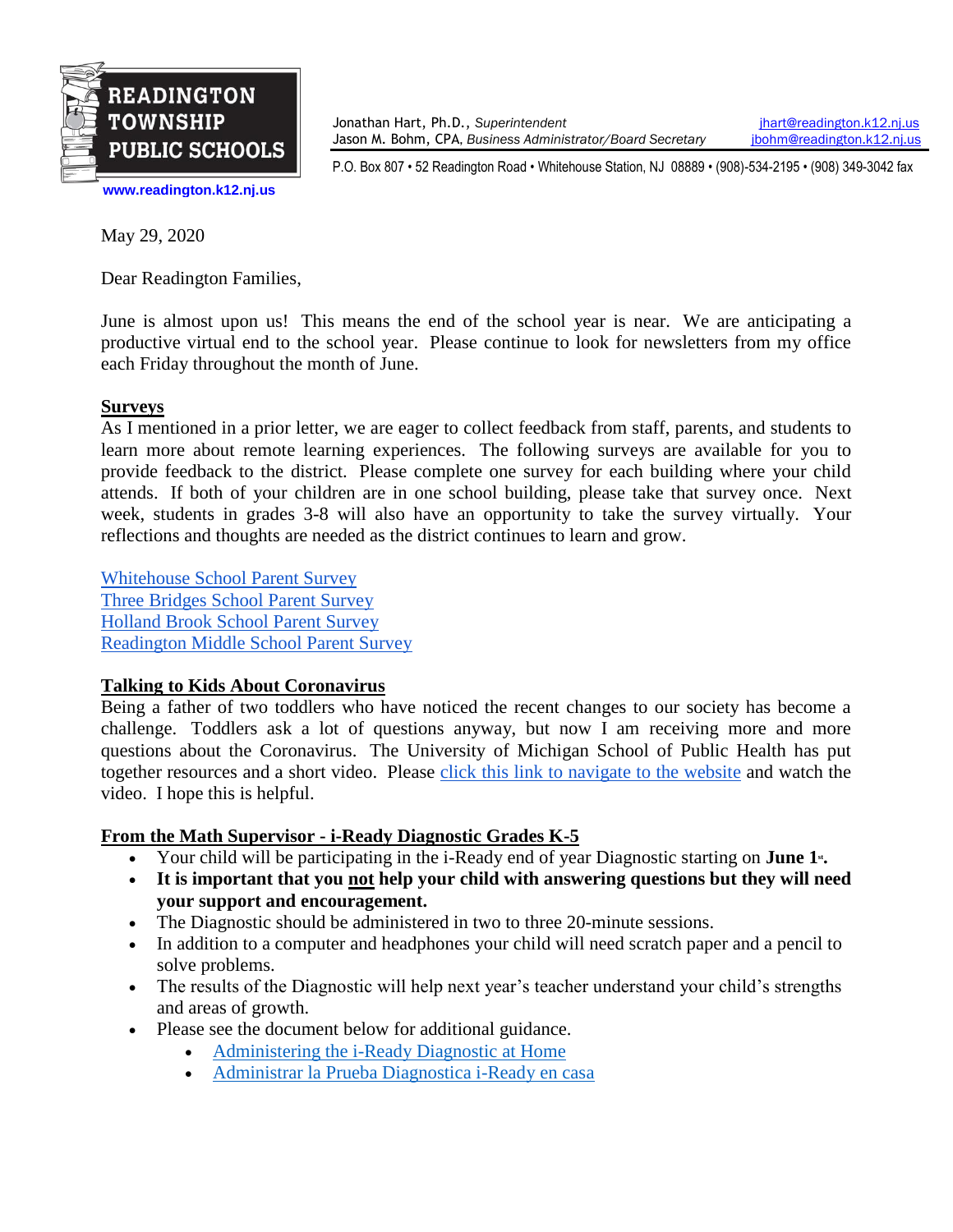**READINGTON TOWNSHIP PUBLIC SCHOOLS**

www.readington.k12.nj.us

Jonathan Hart, Ph.D., *Superintendent* — jhart@readington.k12.nj.us
Jason M. Bohm, CPA, *Business Administrator/Board Secretary* — jbohm@readington.k12.nj.us

P.O. Box 807 • 52 Readington Road • Whitehouse Station, NJ 08889 • (908)-534-2195 • (908) 349-3042 fax

May 29, 2020

Dear Readington Families,

June is almost upon us! This means the end of the school year is near. We are anticipating a productive virtual end to the school year. Please continue to look for newsletters from my office each Friday throughout the month of June.

**Surveys**

As I mentioned in a prior letter, we are eager to collect feedback from staff, parents, and students to learn more about remote learning experiences. The following surveys are available for you to provide feedback to the district. Please complete one survey for each building where your child attends. If both of your children are in one school building, please take that survey once. Next week, students in grades 3-8 will also have an opportunity to take the survey virtually. Your reflections and thoughts are needed as the district continues to learn and grow.

Whitehouse School Parent Survey
Three Bridges School Parent Survey
Holland Brook School Parent Survey
Readington Middle School Parent Survey

**Talking to Kids About Coronavirus**

Being a father of two toddlers who have noticed the recent changes to our society has become a challenge. Toddlers ask a lot of questions anyway, but now I am receiving more and more questions about the Coronavirus. The University of Michigan School of Public Health has put together resources and a short video. Please click this link to navigate to the website and watch the video. I hope this is helpful.

**From the Math Supervisor - i-Ready Diagnostic Grades K-5**

- Your child will be participating in the i-Ready end of year Diagnostic starting on **June 1st.**
- **It is important that you not help your child with answering questions but they will need your support and encouragement.**
- The Diagnostic should be administered in two to three 20-minute sessions.
- In addition to a computer and headphones your child will need scratch paper and a pencil to solve problems.
- The results of the Diagnostic will help next year's teacher understand your child's strengths and areas of growth.
- Please see the document below for additional guidance.
  - Administering the i-Ready Diagnostic at Home
  - Administrar la Prueba Diagnostica i-Ready en casa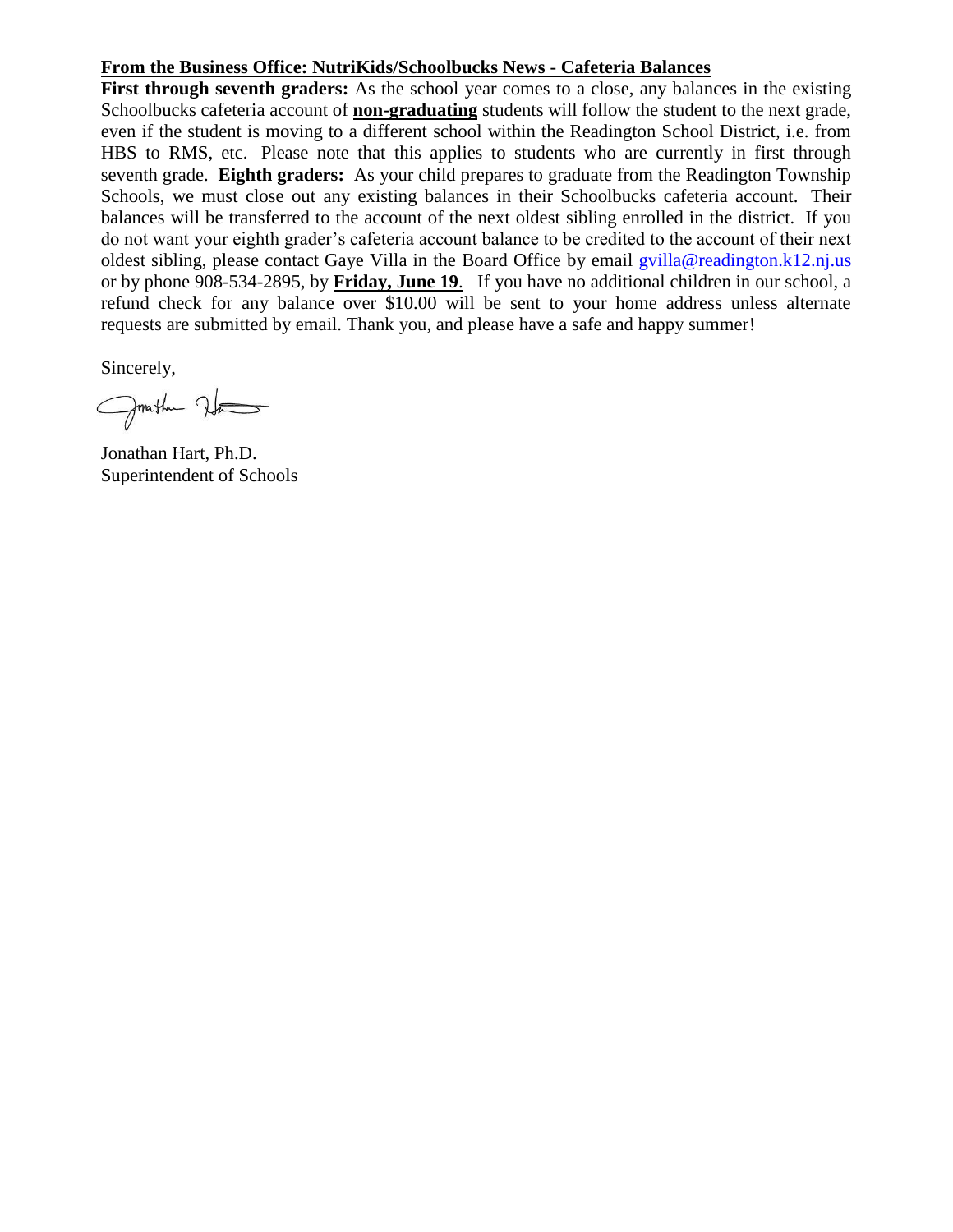**From the Business Office: NutriKids/Schoolbucks News - Cafeteria Balances**

**First through seventh graders:** As the school year comes to a close, any balances in the existing Schoolbucks cafeteria account of **non-graduating** students will follow the student to the next grade, even if the student is moving to a different school within the Readington School District, i.e. from HBS to RMS, etc. Please note that this applies to students who are currently in first through seventh grade. **Eighth graders:** As your child prepares to graduate from the Readington Township Schools, we must close out any existing balances in their Schoolbucks cafeteria account. Their balances will be transferred to the account of the next oldest sibling enrolled in the district. If you do not want your eighth grader's cafeteria account balance to be credited to the account of their next oldest sibling, please contact Gaye Villa in the Board Office by email gvilla@readington.k12.nj.us or by phone 908-534-2895, by **Friday, June 19**. If you have no additional children in our school, a refund check for any balance over $10.00 will be sent to your home address unless alternate requests are submitted by email. Thank you, and please have a safe and happy summer!

Sincerely,

Jonathan Hart, Ph.D.
Superintendent of Schools